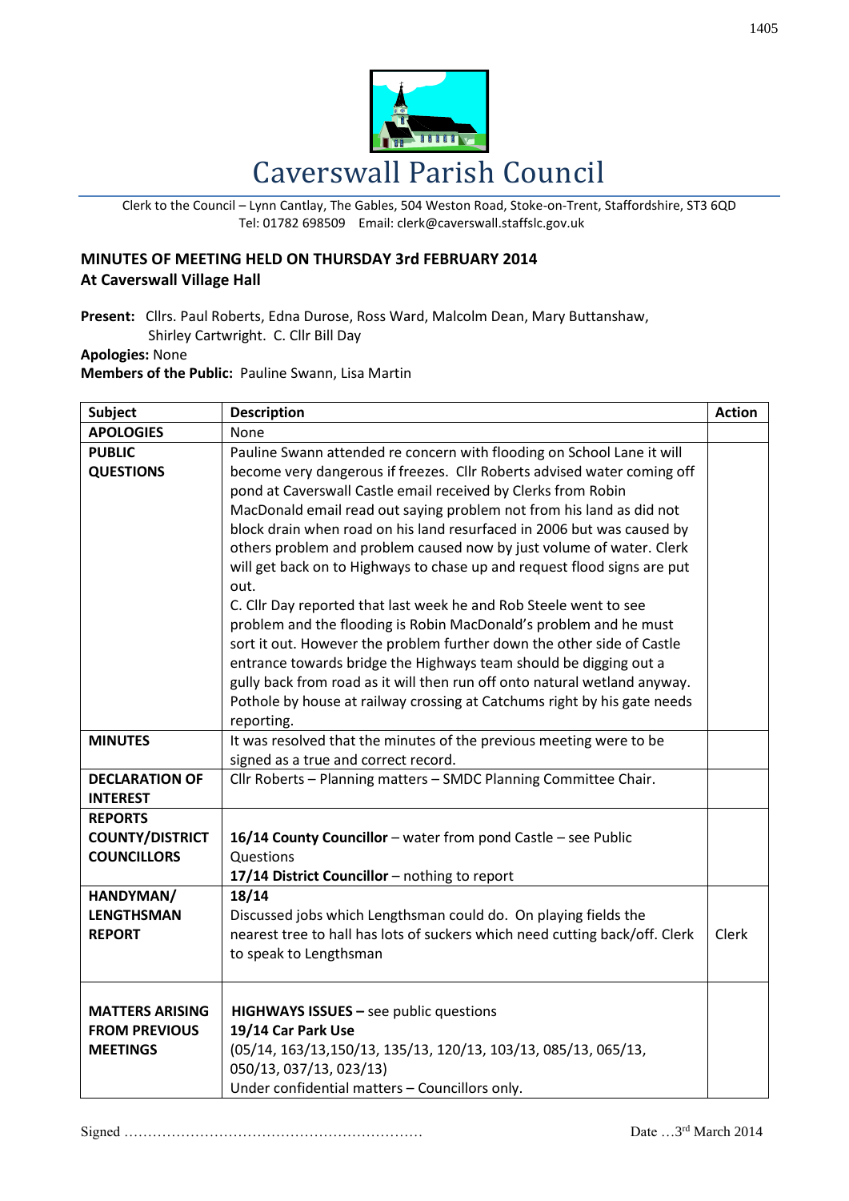# Caverswall Parish Council

Clerk to the Council – Lynn Cantlay, The Gables, 504 Weston Road, Stoke-on-Trent, Staffordshire, ST3 6QD
Tel: 01782 698509 Email: clerk@caverswall.staffslc.gov.uk

**MINUTES OF MEETING HELD ON THURSDAY 3rd FEBRUARY 2014**
**At Caverswall Village Hall**

**Present:** Cllrs. Paul Roberts, Edna Durose, Ross Ward, Malcolm Dean, Mary Buttanshaw, Shirley Cartwright. C. Cllr Bill Day
**Apologies:** None
**Members of the Public:** Pauline Swann, Lisa Martin

| Subject | Description | Action |
|---|---|---|
| **APOLOGIES** | None | |
| **PUBLIC QUESTIONS** | Pauline Swann attended re concern with flooding on School Lane it will become very dangerous if freezes. Cllr Roberts advised water coming off pond at Caverswall Castle email received by Clerks from Robin MacDonald email read out saying problem not from his land as did not block drain when road on his land resurfaced in 2006 but was caused by others problem and problem caused now by just volume of water. Clerk will get back on to Highways to chase up and request flood signs are put out.<br>C. Cllr Day reported that last week he and Rob Steele went to see problem and the flooding is Robin MacDonald's problem and he must sort it out. However the problem further down the other side of Castle entrance towards bridge the Highways team should be digging out a gully back from road as it will then run off onto natural wetland anyway. Pothole by house at railway crossing at Catchums right by his gate needs reporting. | |
| **MINUTES** | It was resolved that the minutes of the previous meeting were to be signed as a true and correct record. | |
| **DECLARATION OF INTEREST** | Cllr Roberts – Planning matters – SMDC Planning Committee Chair. | |
| **REPORTS COUNTY/DISTRICT COUNCILLORS** | **16/14 County Councillor** – water from pond Castle – see Public Questions<br>**17/14 District Councillor** – nothing to report | |
| **HANDYMAN/ LENGTHSMAN REPORT** | **18/14**<br>Discussed jobs which Lengthsman could do. On playing fields the nearest tree to hall has lots of suckers which need cutting back/off. Clerk to speak to Lengthsman | Clerk |
| **MATTERS ARISING FROM PREVIOUS MEETINGS** | **HIGHWAYS ISSUES –** see public questions<br>**19/14 Car Park Use**<br>(05/14, 163/13,150/13, 135/13, 120/13, 103/13, 085/13, 065/13, 050/13, 037/13, 023/13)<br>Under confidential matters – Councillors only. | |

Signed ……………………………………………………… Date …3rd March 2014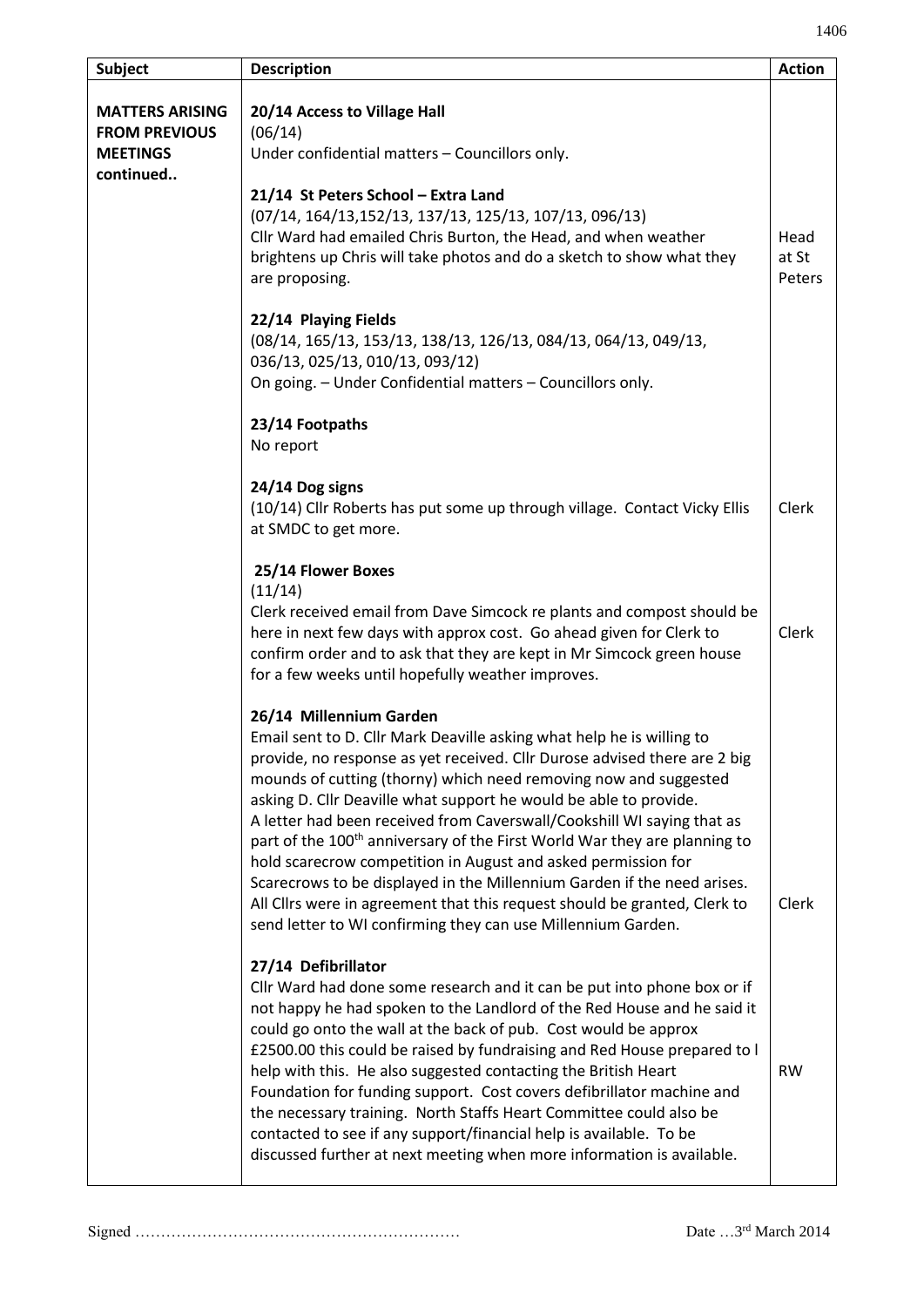| Subject | Description | Action |
|---|---|---|
| **MATTERS ARISING FROM PREVIOUS MEETINGS continued..** | **20/14 Access to Village Hall**<br>(06/14)<br>Under confidential matters – Councillors only. | |
| | **21/14 St Peters School – Extra Land**<br>(07/14, 164/13,152/13, 137/13, 125/13, 107/13, 096/13)<br>Cllr Ward had emailed Chris Burton, the Head, and when weather brightens up Chris will take photos and do a sketch to show what they are proposing. | Head at St Peters |
| | **22/14 Playing Fields**<br>(08/14, 165/13, 153/13, 138/13, 126/13, 084/13, 064/13, 049/13, 036/13, 025/13, 010/13, 093/12)<br>On going. – Under Confidential matters – Councillors only. | |
| | **23/14 Footpaths**<br>No report | |
| | **24/14 Dog signs**<br>(10/14) Cllr Roberts has put some up through village. Contact Vicky Ellis at SMDC to get more. | Clerk |
| | **25/14 Flower Boxes**<br>(11/14)<br>Clerk received email from Dave Simcock re plants and compost should be here in next few days with approx cost. Go ahead given for Clerk to confirm order and to ask that they are kept in Mr Simcock green house for a few weeks until hopefully weather improves. | Clerk |
| | **26/14 Millennium Garden**<br>Email sent to D. Cllr Mark Deaville asking what help he is willing to provide, no response as yet received. Cllr Durose advised there are 2 big mounds of cutting (thorny) which need removing now and suggested asking D. Cllr Deaville what support he would be able to provide.<br>A letter had been received from Caverswall/Cookshill WI saying that as part of the 100th anniversary of the First World War they are planning to hold scarecrow competition in August and asked permission for Scarecrows to be displayed in the Millennium Garden if the need arises. All Cllrs were in agreement that this request should be granted, Clerk to send letter to WI confirming they can use Millennium Garden. | Clerk |
| | **27/14 Defibrillator**<br>Cllr Ward had done some research and it can be put into phone box or if not happy he had spoken to the Landlord of the Red House and he said it could go onto the wall at the back of pub. Cost would be approx £2500.00 this could be raised by fundraising and Red House prepared to l help with this. He also suggested contacting the British Heart Foundation for funding support. Cost covers defibrillator machine and the necessary training. North Staffs Heart Committee could also be contacted to see if any support/financial help is available. To be discussed further at next meeting when more information is available. | RW |

Signed ……………………………………………………… Date …3rd March 2014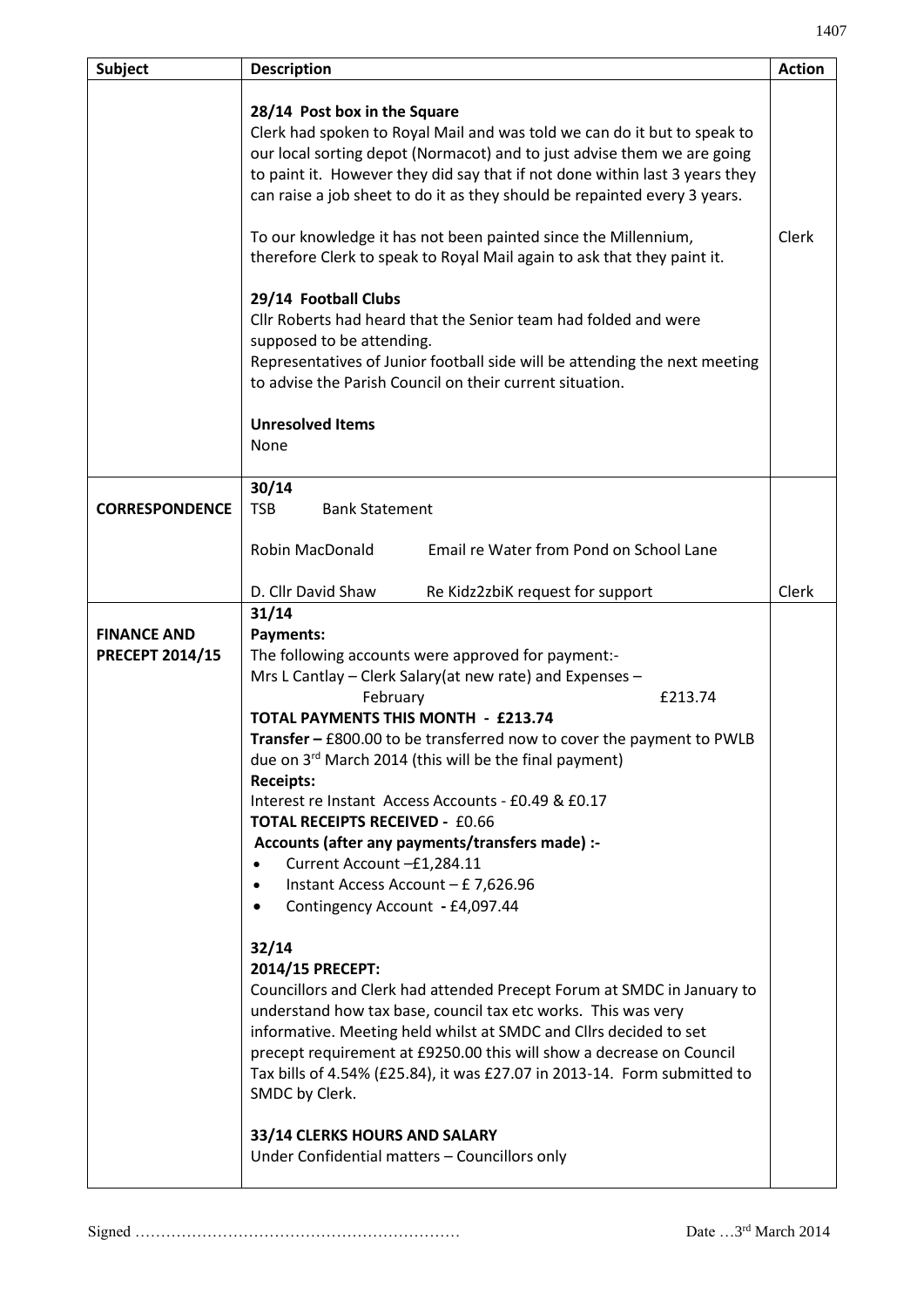| Subject | Description | Action |
|---|---|---|
| | **28/14 Post box in the Square**<br>Clerk had spoken to Royal Mail and was told we can do it but to speak to our local sorting depot (Normacot) and to just advise them we are going to paint it. However they did say that if not done within last 3 years they can raise a job sheet to do it as they should be repainted every 3 years.<br><br>To our knowledge it has not been painted since the Millennium, therefore Clerk to speak to Royal Mail again to ask that they paint it.<br><br>**29/14 Football Clubs**<br>Cllr Roberts had heard that the Senior team had folded and were supposed to be attending.<br>Representatives of Junior football side will be attending the next meeting to advise the Parish Council on their current situation.<br><br>**Unresolved Items**<br>None | Clerk |
| **CORRESPONDENCE** | **30/14**<br>TSB Bank Statement<br><br>Robin MacDonald Email re Water from Pond on School Lane<br><br>D. Cllr David Shaw Re Kidz2zbiK request for support | Clerk |
| **FINANCE AND PRECEPT 2014/15** | **31/14**<br>**Payments:**<br>The following accounts were approved for payment:-<br>Mrs L Cantlay – Clerk Salary(at new rate) and Expenses – February £213.74<br>**TOTAL PAYMENTS THIS MONTH - £213.74**<br>**Transfer –** £800.00 to be transferred now to cover the payment to PWLB due on 3rd March 2014 (this will be the final payment)<br>**Receipts:**<br>Interest re Instant Access Accounts - £0.49 & £0.17<br>**TOTAL RECEIPTS RECEIVED -** £0.66<br>**Accounts (after any payments/transfers made) :-**<br>• Current Account –£1,284.11<br>• Instant Access Account – £ 7,626.96<br>• Contingency Account **-** £4,097.44<br><br>**32/14**<br>**2014/15 PRECEPT:**<br>Councillors and Clerk had attended Precept Forum at SMDC in January to understand how tax base, council tax etc works. This was very informative. Meeting held whilst at SMDC and Cllrs decided to set precept requirement at £9250.00 this will show a decrease on Council Tax bills of 4.54% (£25.84), it was £27.07 in 2013-14. Form submitted to SMDC by Clerk.<br><br>**33/14 CLERKS HOURS AND SALARY**<br>Under Confidential matters – Councillors only | |

Signed ……………………………………………………… Date …3rd March 2014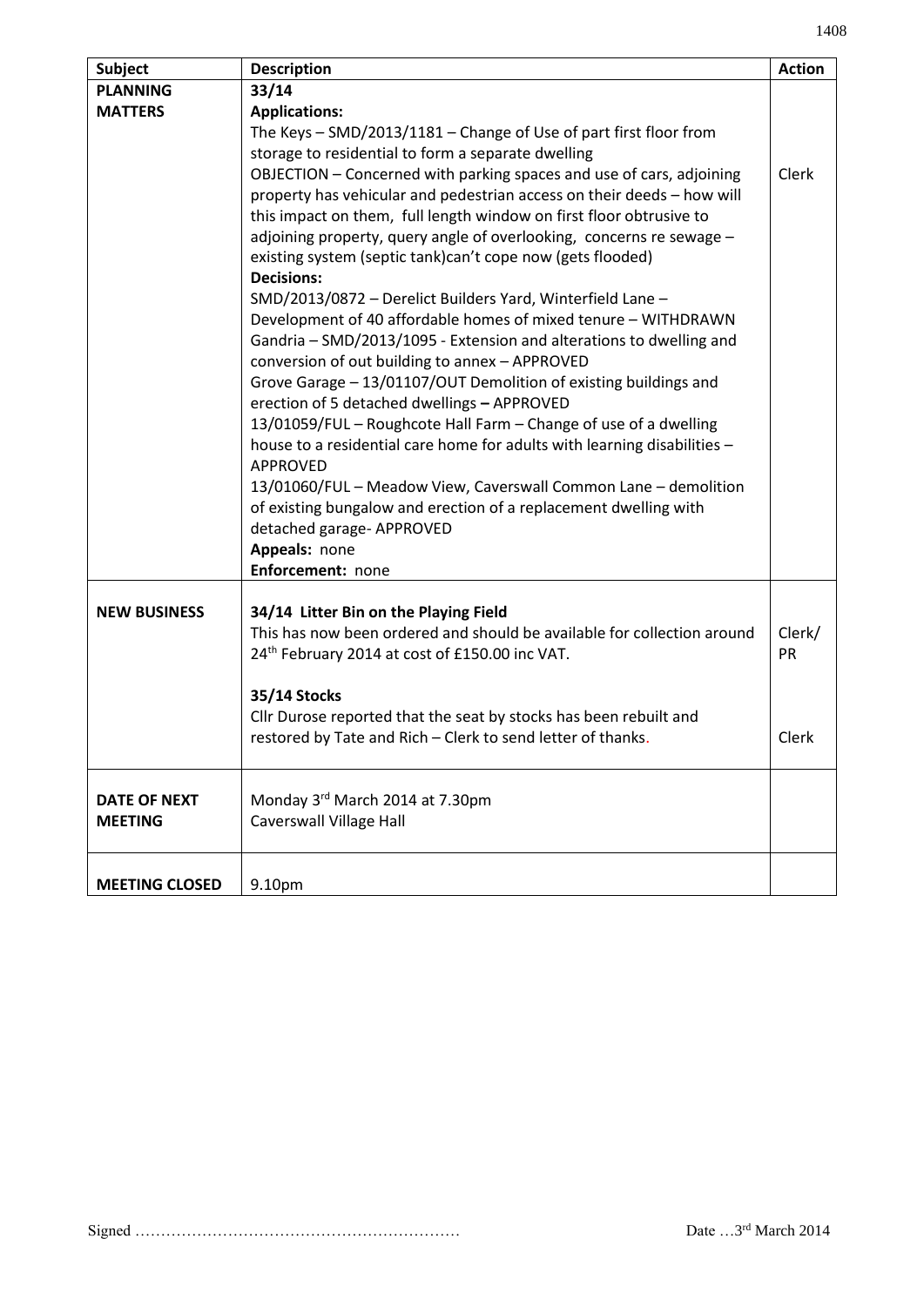| Subject | Description | Action |
| --- | --- | --- |
| **PLANNING MATTERS** | **33/14**<br>**Applications:**<br>The Keys – SMD/2013/1181 – Change of Use of part first floor from storage to residential to form a separate dwelling<br>OBJECTION – Concerned with parking spaces and use of cars, adjoining property has vehicular and pedestrian access on their deeds – how will this impact on them, full length window on first floor obtrusive to adjoining property, query angle of overlooking, concerns re sewage – existing system (septic tank)can't cope now (gets flooded)<br>**Decisions:**<br>SMD/2013/0872 – Derelict Builders Yard, Winterfield Lane – Development of 40 affordable homes of mixed tenure – WITHDRAWN<br>Gandria – SMD/2013/1095 - Extension and alterations to dwelling and conversion of out building to annex – APPROVED<br>Grove Garage – 13/01107/OUT Demolition of existing buildings and erection of 5 detached dwellings **–** APPROVED<br>13/01059/FUL – Roughcote Hall Farm – Change of use of a dwelling house to a residential care home for adults with learning disabilities – APPROVED<br>13/01060/FUL – Meadow View, Caverswall Common Lane – demolition of existing bungalow and erection of a replacement dwelling with detached garage- APPROVED<br>**Appeals:** none<br>**Enforcement:** none | Clerk |
| **NEW BUSINESS** | **34/14 Litter Bin on the Playing Field**<br>This has now been ordered and should be available for collection around 24th February 2014 at cost of £150.00 inc VAT.<br><br>**35/14 Stocks**<br>Cllr Durose reported that the seat by stocks has been rebuilt and restored by Tate and Rich – Clerk to send letter of thanks. | Clerk/ PR<br><br>Clerk |
| **DATE OF NEXT MEETING** | Monday 3rd March 2014 at 7.30pm<br>Caverswall Village Hall | |
| **MEETING CLOSED** | 9.10pm | |

Signed ……………………………………………………… Date …3rd March 2014